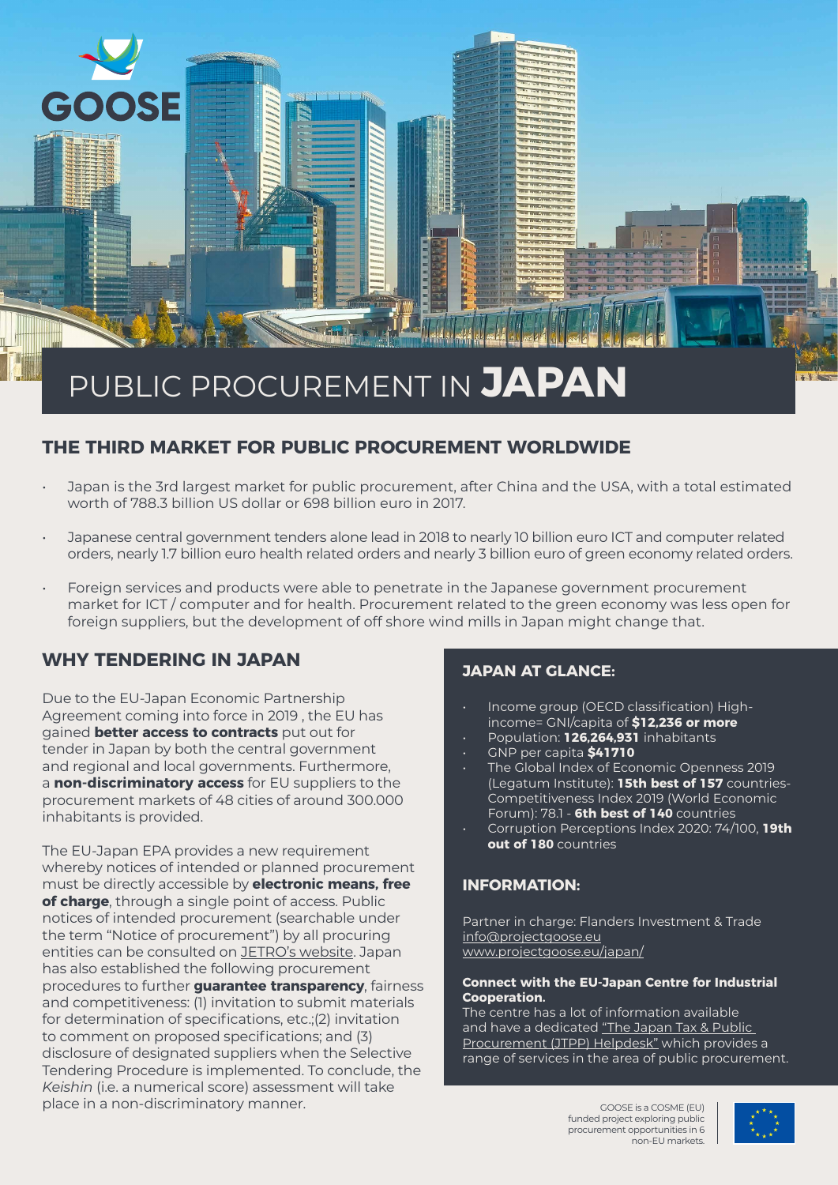GOOSE

# PUBLIC PROCUREMENT IN **JAPAN**

## THE THIRD MARKET FOR PUBLIC PROCUREMENT WORLDWIDE

- Japan is the 3rd largest market for public procurement, after China and the USA, with a total estimated worth of 788.3 billion US dollar or 698 billion euro in 2017.
- Japanese central government tenders alone lead in 2018 to nearly 10 billion euro ICT and computer related orders, nearly 1.7 billion euro health related orders and nearly 3 billion euro of green economy related orders.
- Foreign services and products were able to penetrate in the Japanese government procurement market for ICT / computer and for health. Procurement related to the green economy was less open for foreign suppliers, but the development of off shore wind mills in Japan might change that.

## WHY TENDERING IN JAPAN

Due to the EU-Japan Economic Partnership Agreement coming into force in 2019 , the EU has gained **better access to contracts** put out for tender in Japan by both the central government and regional and local governments. Furthermore, a **non-discriminatory access** for EU suppliers to the procurement markets of 48 cities of around 300.000 inhabitants is provided.

The EU-Japan EPA provides a new requirement whereby notices of intended or planned procurement must be directly accessible by **electronic means, free of charge**, through a single point of access. Public notices of intended procurement (searchable under the term "Notice of procurement") by all procuring entities can be consulted on JETRO's website. Japan has also established the following procurement procedures to further **guarantee transparency**, fairness and competitiveness: (1) invitation to submit materials for determination of specifications, etc.;(2) invitation to comment on proposed specifications; and (3) disclosure of designated suppliers when the Selective Tendering Procedure is implemented. To conclude, the *Keishin* (i.e. a numerical score) assessment will take place in a non-discriminatory manner.

### JAPAN AT GLANCE:

- Income group (OECD classification) High-income= GNI/capita of **$12,236 or more**
- Population: **126,264,931** inhabitants
- GNP per capita **$41710**
- The Global Index of Economic Openness 2019 (Legatum Institute): **15th best of 157** countries- Competitiveness Index 2019 (World Economic Forum): 78.1 - **6th best of 140** countries
- Corruption Perceptions Index 2020: 74/100, **19th out of 180** countries

### INFORMATION:

Partner in charge: Flanders Investment & Trade
info@projectgoose.eu
www.projectgoose.eu/japan/

**Connect with the EU-Japan Centre for Industrial Cooperation.**
The centre has a lot of information available and have a dedicated "The Japan Tax & Public Procurement (JTPP) Helpdesk" which provides a range of services in the area of public procurement.

GOOSE is a COSME (EU) funded project exploring public procurement opportunities in 6 non-EU markets.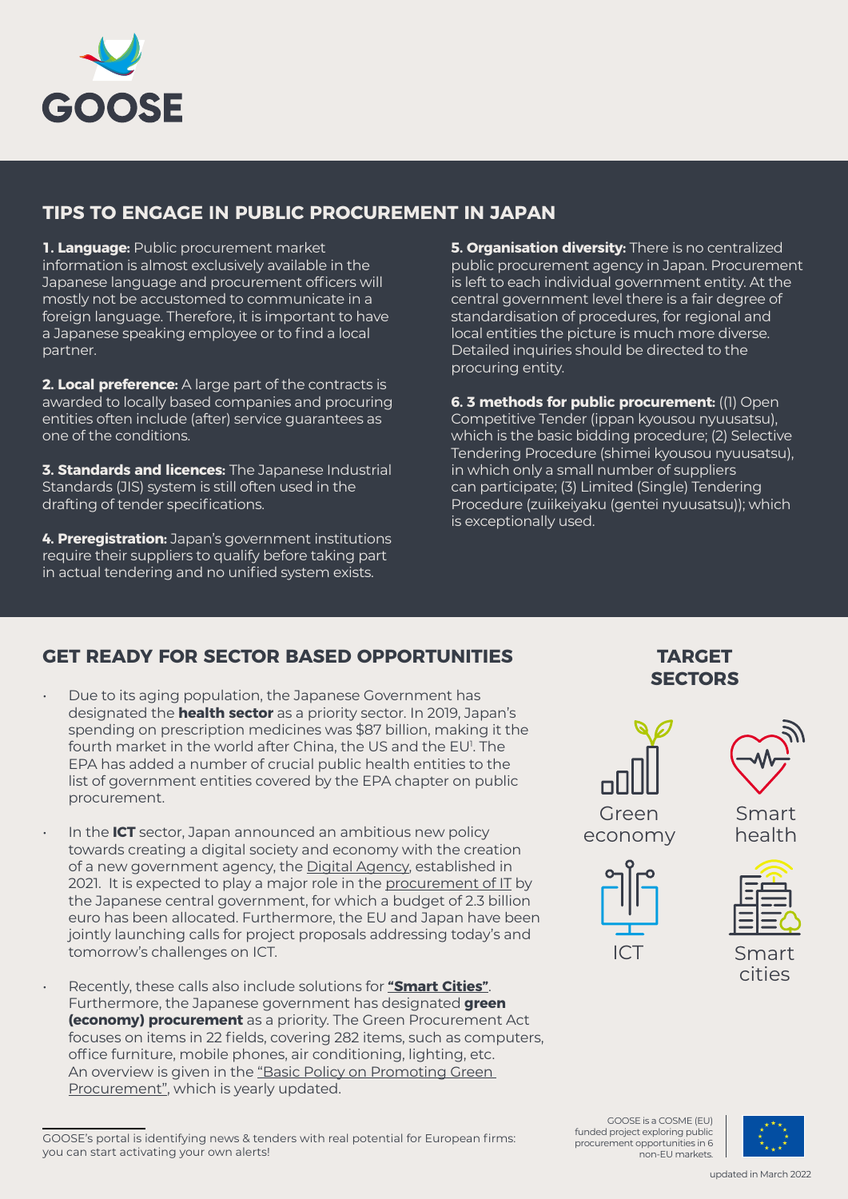GOOSE

## TIPS TO ENGAGE IN PUBLIC PROCUREMENT IN JAPAN

**1. Language:** Public procurement market information is almost exclusively available in the Japanese language and procurement officers will mostly not be accustomed to communicate in a foreign language. Therefore, it is important to have a Japanese speaking employee or to find a local partner.

**2. Local preference:** A large part of the contracts is awarded to locally based companies and procuring entities often include (after) service guarantees as one of the conditions.

**3. Standards and licences:** The Japanese Industrial Standards (JIS) system is still often used in the drafting of tender specifications.

**4. Preregistration:** Japan's government institutions require their suppliers to qualify before taking part in actual tendering and no unified system exists.

**5. Organisation diversity:** There is no centralized public procurement agency in Japan. Procurement is left to each individual government entity. At the central government level there is a fair degree of standardisation of procedures, for regional and local entities the picture is much more diverse. Detailed inquiries should be directed to the procuring entity.

**6. 3 methods for public procurement:** ((1) Open Competitive Tender (ippan kyousou nyuusatsu), which is the basic bidding procedure; (2) Selective Tendering Procedure (shimei kyousou nyuusatsu), in which only a small number of suppliers can participate; (3) Limited (Single) Tendering Procedure (zuiikeiyaku (gentei nyuusatsu)); which is exceptionally used.

## GET READY FOR SECTOR BASED OPPORTUNITIES

- Due to its aging population, the Japanese Government has designated the **health sector** as a priority sector. In 2019, Japan's spending on prescription medicines was $87 billion, making it the fourth market in the world after China, the US and the EU[1]. The EPA has added a number of crucial public health entities to the list of government entities covered by the EPA chapter on public procurement.
- In the **ICT** sector, Japan announced an ambitious new policy towards creating a digital society and economy with the creation of a new government agency, the Digital Agency, established in 2021. It is expected to play a major role in the procurement of IT by the Japanese central government, for which a budget of 2.3 billion euro has been allocated. Furthermore, the EU and Japan have been jointly launching calls for project proposals addressing today's and tomorrow's challenges on ICT.
- Recently, these calls also include solutions for **"Smart Cities"**. Furthermore, the Japanese government has designated **green (economy) procurement** as a priority. The Green Procurement Act focuses on items in 22 fields, covering 282 items, such as computers, office furniture, mobile phones, air conditioning, lighting, etc. An overview is given in the "Basic Policy on Promoting Green Procurement", which is yearly updated.

### TARGET SECTORS

Green economy

Smart health

ICT

Smart cities

GOOSE's portal is identifying news & tenders with real potential for European firms: you can start activating your own alerts!

GOOSE is a COSME (EU) funded project exploring public procurement opportunities in 6 non-EU markets.

updated in March 2022